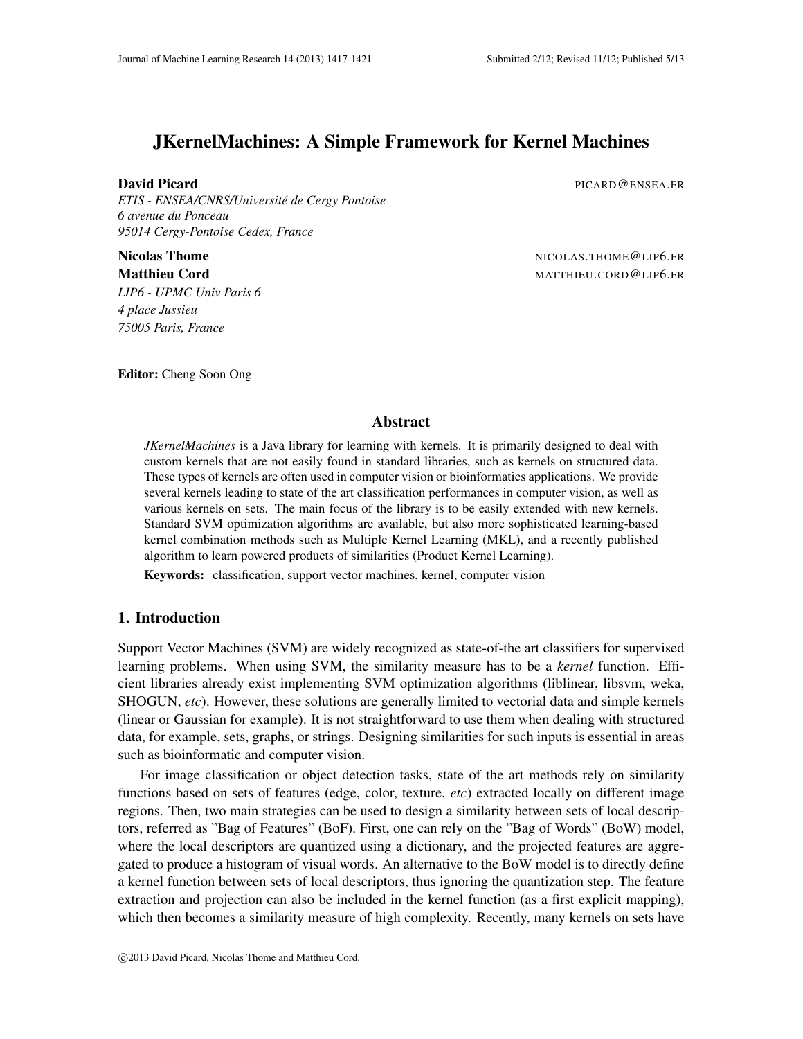# JKernelMachines: A Simple Framework for Kernel Machines

**David Picard** PICARD@ENSEA.FR

*ETIS - ENSEA/CNRS/Université de Cergy Pontoise*
*6 avenue du Ponceau*
*95014 Cergy-Pontoise Cedex, France*

**Nicolas Thome** NICOLAS.THOME@LIP6.FR

**Matthieu Cord** MATTHIEU.CORD@LIP6.FR

*LIP6 - UPMC Univ Paris 6*
*4 place Jussieu*
*75005 Paris, France*

**Editor:** Cheng Soon Ong

## Abstract

*JKernelMachines* is a Java library for learning with kernels. It is primarily designed to deal with custom kernels that are not easily found in standard libraries, such as kernels on structured data. These types of kernels are often used in computer vision or bioinformatics applications. We provide several kernels leading to state of the art classification performances in computer vision, as well as various kernels on sets. The main focus of the library is to be easily extended with new kernels. Standard SVM optimization algorithms are available, but also more sophisticated learning-based kernel combination methods such as Multiple Kernel Learning (MKL), and a recently published algorithm to learn powered products of similarities (Product Kernel Learning).

**Keywords:** classification, support vector machines, kernel, computer vision

## 1. Introduction

Support Vector Machines (SVM) are widely recognized as state-of-the art classifiers for supervised learning problems. When using SVM, the similarity measure has to be a *kernel* function. Efficient libraries already exist implementing SVM optimization algorithms (liblinear, libsvm, weka, SHOGUN, *etc*). However, these solutions are generally limited to vectorial data and simple kernels (linear or Gaussian for example). It is not straightforward to use them when dealing with structured data, for example, sets, graphs, or strings. Designing similarities for such inputs is essential in areas such as bioinformatic and computer vision.

For image classification or object detection tasks, state of the art methods rely on similarity functions based on sets of features (edge, color, texture, *etc*) extracted locally on different image regions. Then, two main strategies can be used to design a similarity between sets of local descriptors, referred as "Bag of Features" (BoF). First, one can rely on the "Bag of Words" (BoW) model, where the local descriptors are quantized using a dictionary, and the projected features are aggregated to produce a histogram of visual words. An alternative to the BoW model is to directly define a kernel function between sets of local descriptors, thus ignoring the quantization step. The feature extraction and projection can also be included in the kernel function (as a first explicit mapping), which then becomes a similarity measure of high complexity. Recently, many kernels on sets have

©2013 David Picard, Nicolas Thome and Matthieu Cord.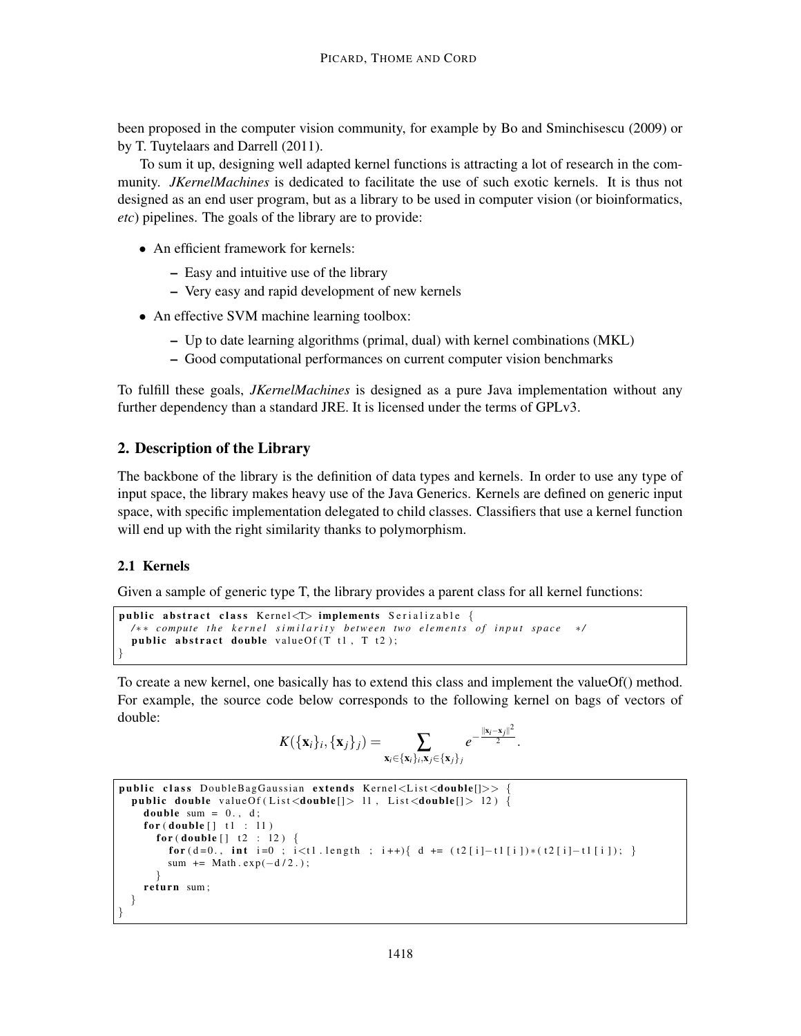been proposed in the computer vision community, for example by Bo and Sminchisescu (2009) or by T. Tuytelaars and Darrell (2011).

To sum it up, designing well adapted kernel functions is attracting a lot of research in the community. *JKernelMachines* is dedicated to facilitate the use of such exotic kernels. It is thus not designed as an end user program, but as a library to be used in computer vision (or bioinformatics, *etc*) pipelines. The goals of the library are to provide:

- An efficient framework for kernels:
  - Easy and intuitive use of the library
  - Very easy and rapid development of new kernels
- An effective SVM machine learning toolbox:
  - Up to date learning algorithms (primal, dual) with kernel combinations (MKL)
  - Good computational performances on current computer vision benchmarks

To fulfill these goals, *JKernelMachines* is designed as a pure Java implementation without any further dependency than a standard JRE. It is licensed under the terms of GPLv3.

## 2. Description of the Library

The backbone of the library is the definition of data types and kernels. In order to use any type of input space, the library makes heavy use of the Java Generics. Kernels are defined on generic input space, with specific implementation delegated to child classes. Classifiers that use a kernel function will end up with the right similarity thanks to polymorphism.

### 2.1 Kernels

Given a sample of generic type T, the library provides a parent class for all kernel functions:

```
public abstract class Kernel<T> implements Serializable {
  /** compute the kernel similarity between two elements of input space */
  public abstract double valueOf(T t1, T t2);
}
```

To create a new kernel, one basically has to extend this class and implement the valueOf() method. For example, the source code below corresponds to the following kernel on bags of vectors of double:

$$K(\{\mathbf{x}_i\}_i, \{\mathbf{x}_j\}_j) = \sum_{\mathbf{x}_i \in \{\mathbf{x}_i\}_i, \mathbf{x}_j \in \{\mathbf{x}_j\}_j} e^{-\frac{\|\mathbf{x}_i - \mathbf{x}_j\|^2}{2}}.$$

```
public class DoubleBagGaussian extends Kernel<List<double[]>> {
  public double valueOf(List<double[]> l1, List<double[]> l2) {
    double sum = 0., d;
    for(double[] t1 : l1)
      for(double[] t2 : l2) {
        for(d=0., int i=0 ; i<t1.length ; i++){ d += (t2[i]-t1[i])*(t2[i]-t1[i]); }
        sum += Math.exp(-d/2.);
      }
    return sum;
  }
}
```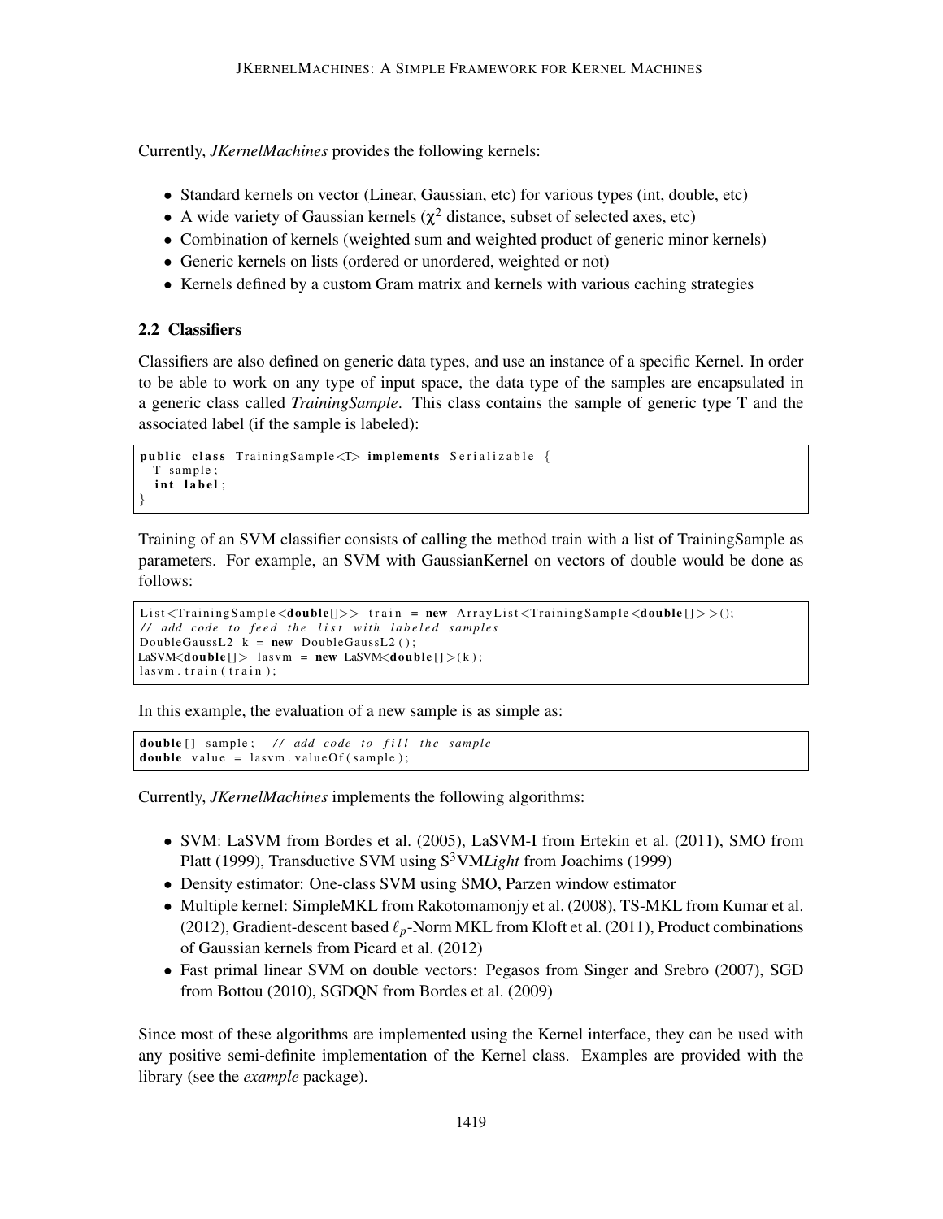Currently, *JKernelMachines* provides the following kernels:

- Standard kernels on vector (Linear, Gaussian, etc) for various types (int, double, etc)
- A wide variety of Gaussian kernels ($\chi^2$ distance, subset of selected axes, etc)
- Combination of kernels (weighted sum and weighted product of generic minor kernels)
- Generic kernels on lists (ordered or unordered, weighted or not)
- Kernels defined by a custom Gram matrix and kernels with various caching strategies

### 2.2 Classifiers

Classifiers are also defined on generic data types, and use an instance of a specific Kernel. In order to be able to work on any type of input space, the data type of the samples are encapsulated in a generic class called *TrainingSample*. This class contains the sample of generic type T and the associated label (if the sample is labeled):

```
public class TrainingSample<T> implements Serializable {
  T sample;
  int label;
}
```

Training of an SVM classifier consists of calling the method train with a list of TrainingSample as parameters. For example, an SVM with GaussianKernel on vectors of double would be done as follows:

```
List<TrainingSample<double[]>> train = new ArrayList<TrainingSample<double[]>>();
// add code to feed the list with labeled samples
DoubleGaussL2 k = new DoubleGaussL2();
LaSVM<double[]> lasvm = new LaSVM<double[]>(k);
lasvm.train(train);
```

In this example, the evaluation of a new sample is as simple as:

```
double[] sample; // add code to fill the sample
double value = lasvm.valueOf(sample);
```

Currently, *JKernelMachines* implements the following algorithms:

- SVM: LaSVM from Bordes et al. (2005), LaSVM-I from Ertekin et al. (2011), SMO from Platt (1999), Transductive SVM using S$^3$VM*Light* from Joachims (1999)
- Density estimator: One-class SVM using SMO, Parzen window estimator
- Multiple kernel: SimpleMKL from Rakotomamonjy et al. (2008), TS-MKL from Kumar et al. (2012), Gradient-descent based $\ell_p$-Norm MKL from Kloft et al. (2011), Product combinations of Gaussian kernels from Picard et al. (2012)
- Fast primal linear SVM on double vectors: Pegasos from Singer and Srebro (2007), SGD from Bottou (2010), SGDQN from Bordes et al. (2009)

Since most of these algorithms are implemented using the Kernel interface, they can be used with any positive semi-definite implementation of the Kernel class. Examples are provided with the library (see the *example* package).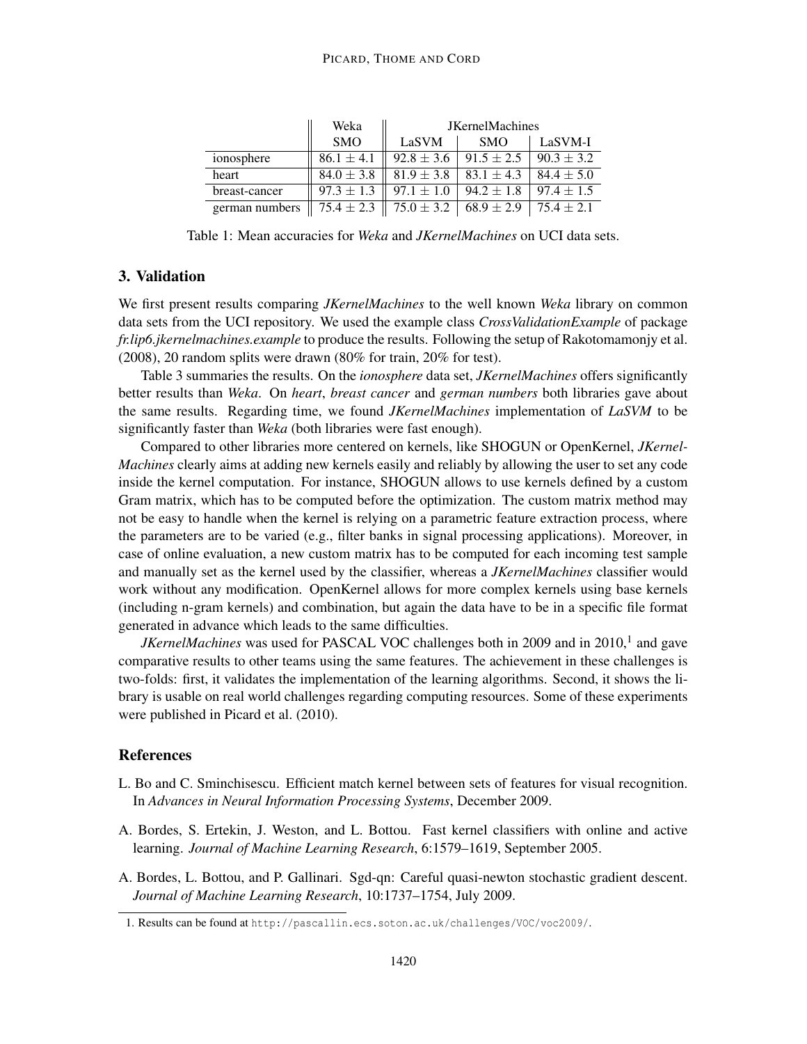| | Weka | JKernelMachines | | |
|---|---|---|---|---|
| | SMO | LaSVM | SMO | LaSVM-I |
| ionosphere | $86.1 \pm 4.1$ | $92.8 \pm 3.6$ | $91.5 \pm 2.5$ | $90.3 \pm 3.2$ |
| heart | $84.0 \pm 3.8$ | $81.9 \pm 3.8$ | $83.1 \pm 4.3$ | $84.4 \pm 5.0$ |
| breast-cancer | $97.3 \pm 1.3$ | $97.1 \pm 1.0$ | $94.2 \pm 1.8$ | $97.4 \pm 1.5$ |
| german numbers | $75.4 \pm 2.3$ | $75.0 \pm 3.2$ | $68.9 \pm 2.9$ | $75.4 \pm 2.1$ |

Table 1: Mean accuracies for *Weka* and *JKernelMachines* on UCI data sets.

## 3. Validation

We first present results comparing *JKernelMachines* to the well known *Weka* library on common data sets from the UCI repository. We used the example class *CrossValidationExample* of package *fr.lip6.jkernelmachines.example* to produce the results. Following the setup of Rakotomamonjy et al. (2008), 20 random splits were drawn (80% for train, 20% for test).

Table 3 summaries the results. On the *ionosphere* data set, *JKernelMachines* offers significantly better results than *Weka*. On *heart*, *breast cancer* and *german numbers* both libraries gave about the same results. Regarding time, we found *JKernelMachines* implementation of *LaSVM* to be significantly faster than *Weka* (both libraries were fast enough).

Compared to other libraries more centered on kernels, like SHOGUN or OpenKernel, *JKernelMachines* clearly aims at adding new kernels easily and reliably by allowing the user to set any code inside the kernel computation. For instance, SHOGUN allows to use kernels defined by a custom Gram matrix, which has to be computed before the optimization. The custom matrix method may not be easy to handle when the kernel is relying on a parametric feature extraction process, where the parameters are to be varied (e.g., filter banks in signal processing applications). Moreover, in case of online evaluation, a new custom matrix has to be computed for each incoming test sample and manually set as the kernel used by the classifier, whereas a *JKernelMachines* classifier would work without any modification. OpenKernel allows for more complex kernels using base kernels (including n-gram kernels) and combination, but again the data have to be in a specific file format generated in advance which leads to the same difficulties.

*JKernelMachines* was used for PASCAL VOC challenges both in 2009 and in 2010,[1] and gave comparative results to other teams using the same features. The achievement in these challenges is two-folds: first, it validates the implementation of the learning algorithms. Second, it shows the library is usable on real world challenges regarding computing resources. Some of these experiments were published in Picard et al. (2010).

## References

L. Bo and C. Sminchisescu. Efficient match kernel between sets of features for visual recognition. In *Advances in Neural Information Processing Systems*, December 2009.

A. Bordes, S. Ertekin, J. Weston, and L. Bottou. Fast kernel classifiers with online and active learning. *Journal of Machine Learning Research*, 6:1579–1619, September 2005.

A. Bordes, L. Bottou, and P. Gallinari. Sgd-qn: Careful quasi-newton stochastic gradient descent. *Journal of Machine Learning Research*, 10:1737–1754, July 2009.

1. Results can be found at `http://pascallin.ecs.soton.ac.uk/challenges/VOC/voc2009/`.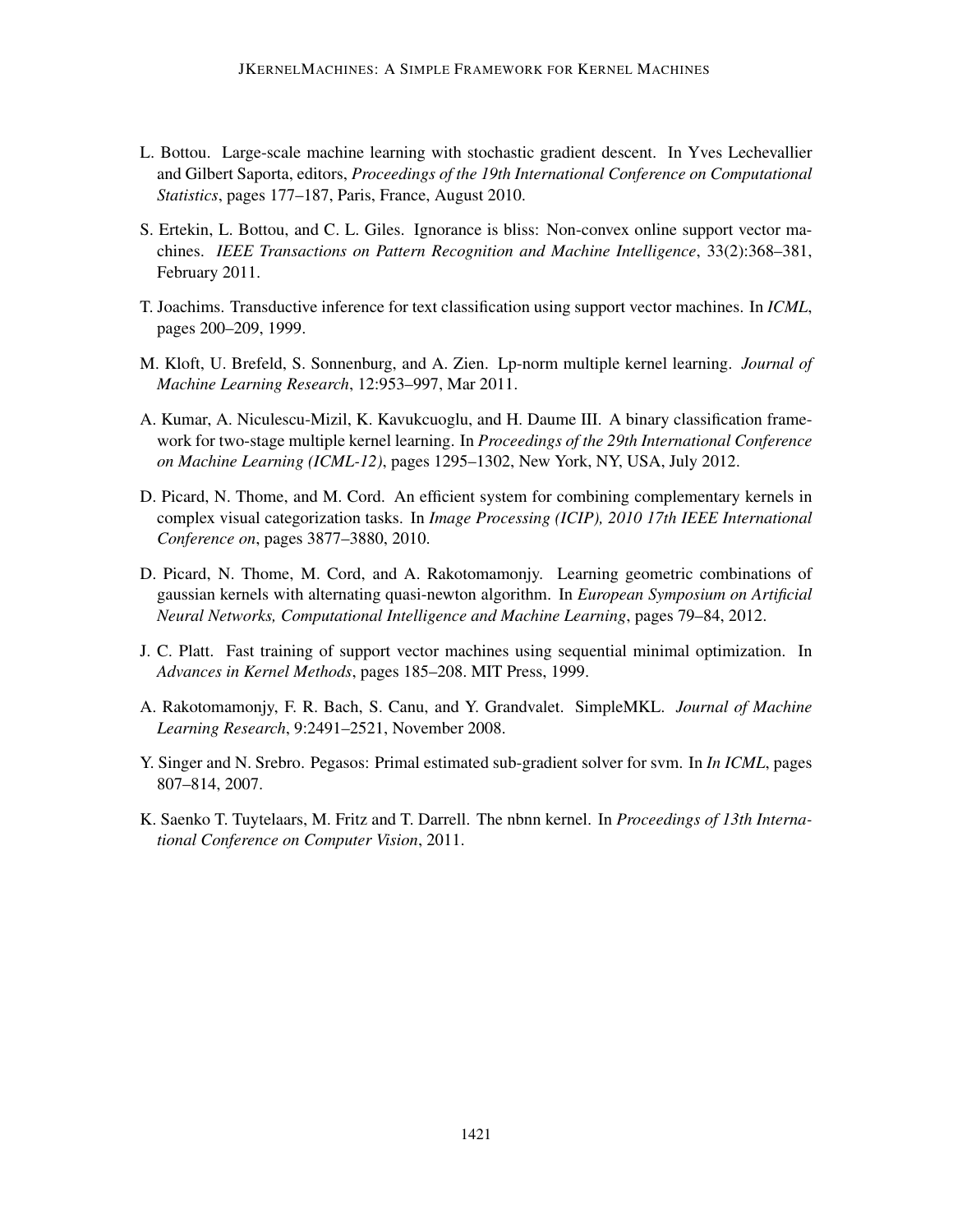L. Bottou. Large-scale machine learning with stochastic gradient descent. In Yves Lechevallier and Gilbert Saporta, editors, *Proceedings of the 19th International Conference on Computational Statistics*, pages 177–187, Paris, France, August 2010.

S. Ertekin, L. Bottou, and C. L. Giles. Ignorance is bliss: Non-convex online support vector machines. *IEEE Transactions on Pattern Recognition and Machine Intelligence*, 33(2):368–381, February 2011.

T. Joachims. Transductive inference for text classification using support vector machines. In *ICML*, pages 200–209, 1999.

M. Kloft, U. Brefeld, S. Sonnenburg, and A. Zien. Lp-norm multiple kernel learning. *Journal of Machine Learning Research*, 12:953–997, Mar 2011.

A. Kumar, A. Niculescu-Mizil, K. Kavukcuoglu, and H. Daume III. A binary classification framework for two-stage multiple kernel learning. In *Proceedings of the 29th International Conference on Machine Learning (ICML-12)*, pages 1295–1302, New York, NY, USA, July 2012.

D. Picard, N. Thome, and M. Cord. An efficient system for combining complementary kernels in complex visual categorization tasks. In *Image Processing (ICIP), 2010 17th IEEE International Conference on*, pages 3877–3880, 2010.

D. Picard, N. Thome, M. Cord, and A. Rakotomamonjy. Learning geometric combinations of gaussian kernels with alternating quasi-newton algorithm. In *European Symposium on Artificial Neural Networks, Computational Intelligence and Machine Learning*, pages 79–84, 2012.

J. C. Platt. Fast training of support vector machines using sequential minimal optimization. In *Advances in Kernel Methods*, pages 185–208. MIT Press, 1999.

A. Rakotomamonjy, F. R. Bach, S. Canu, and Y. Grandvalet. SimpleMKL. *Journal of Machine Learning Research*, 9:2491–2521, November 2008.

Y. Singer and N. Srebro. Pegasos: Primal estimated sub-gradient solver for svm. In *In ICML*, pages 807–814, 2007.

K. Saenko T. Tuytelaars, M. Fritz and T. Darrell. The nbnn kernel. In *Proceedings of 13th International Conference on Computer Vision*, 2011.